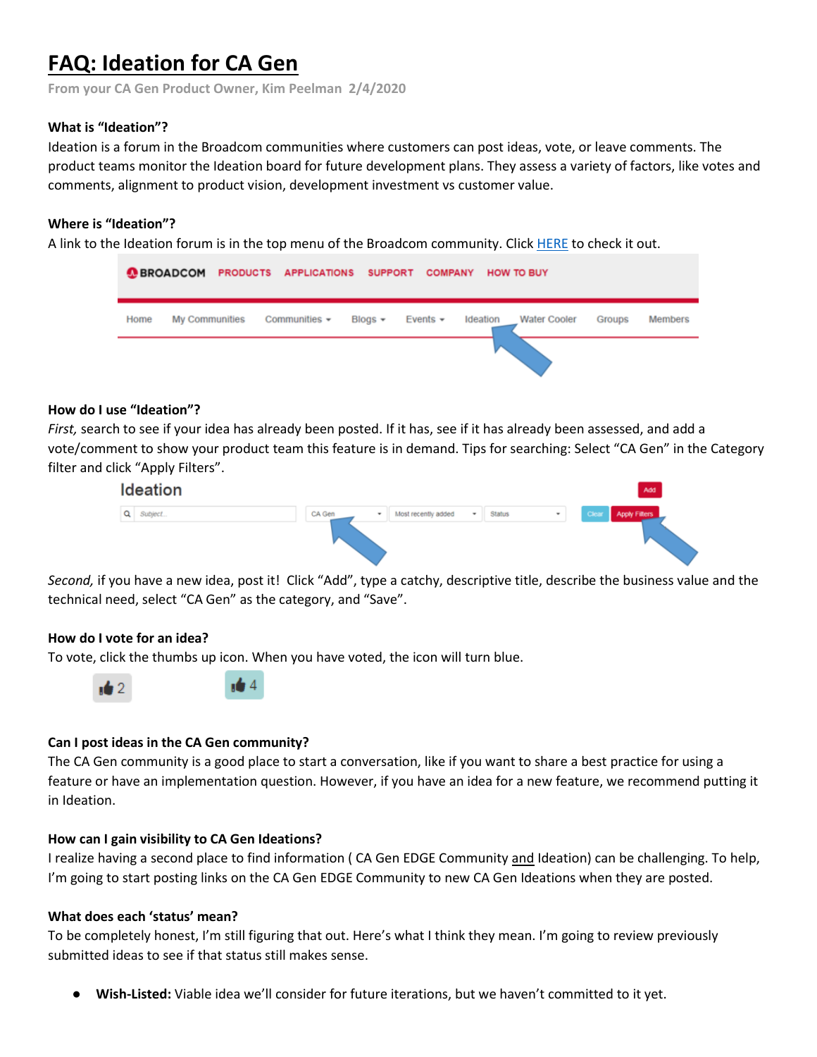# FAQ: Ideation for CA Gen

From your CA Gen Product Owner, Kim Peelman 2/4/2020

**What is "Ideation"?**

Ideation is a forum in the Broadcom communities where customers can post ideas, vote, or leave comments. The product teams monitor the Ideation board for future development plans. They assess a variety of factors, like votes and comments, alignment to product vision, development investment vs customer value.

**Where is "Ideation"?**

A link to the Ideation forum is in the top menu of the Broadcom community. Click HERE to check it out.

**How do I use "Ideation"?**

*First,* search to see if your idea has already been posted. If it has, see if it has already been assessed, and add a vote/comment to show your product team this feature is in demand. Tips for searching: Select "CA Gen" in the Category filter and click "Apply Filters".

*Second,* if you have a new idea, post it! Click "Add", type a catchy, descriptive title, describe the business value and the technical need, select "CA Gen" as the category, and "Save".

**How do I vote for an idea?**

To vote, click the thumbs up icon. When you have voted, the icon will turn blue.

**Can I post ideas in the CA Gen community?**

The CA Gen community is a good place to start a conversation, like if you want to share a best practice for using a feature or have an implementation question. However, if you have an idea for a new feature, we recommend putting it in Ideation.

**How can I gain visibility to CA Gen Ideations?**

I realize having a second place to find information ( CA Gen EDGE Community and Ideation) can be challenging. To help, I'm going to start posting links on the CA Gen EDGE Community to new CA Gen Ideations when they are posted.

**What does each 'status' mean?**

To be completely honest, I'm still figuring that out. Here's what I think they mean. I'm going to review previously submitted ideas to see if that status still makes sense.

- **Wish-Listed:** Viable idea we'll consider for future iterations, but we haven't committed to it yet.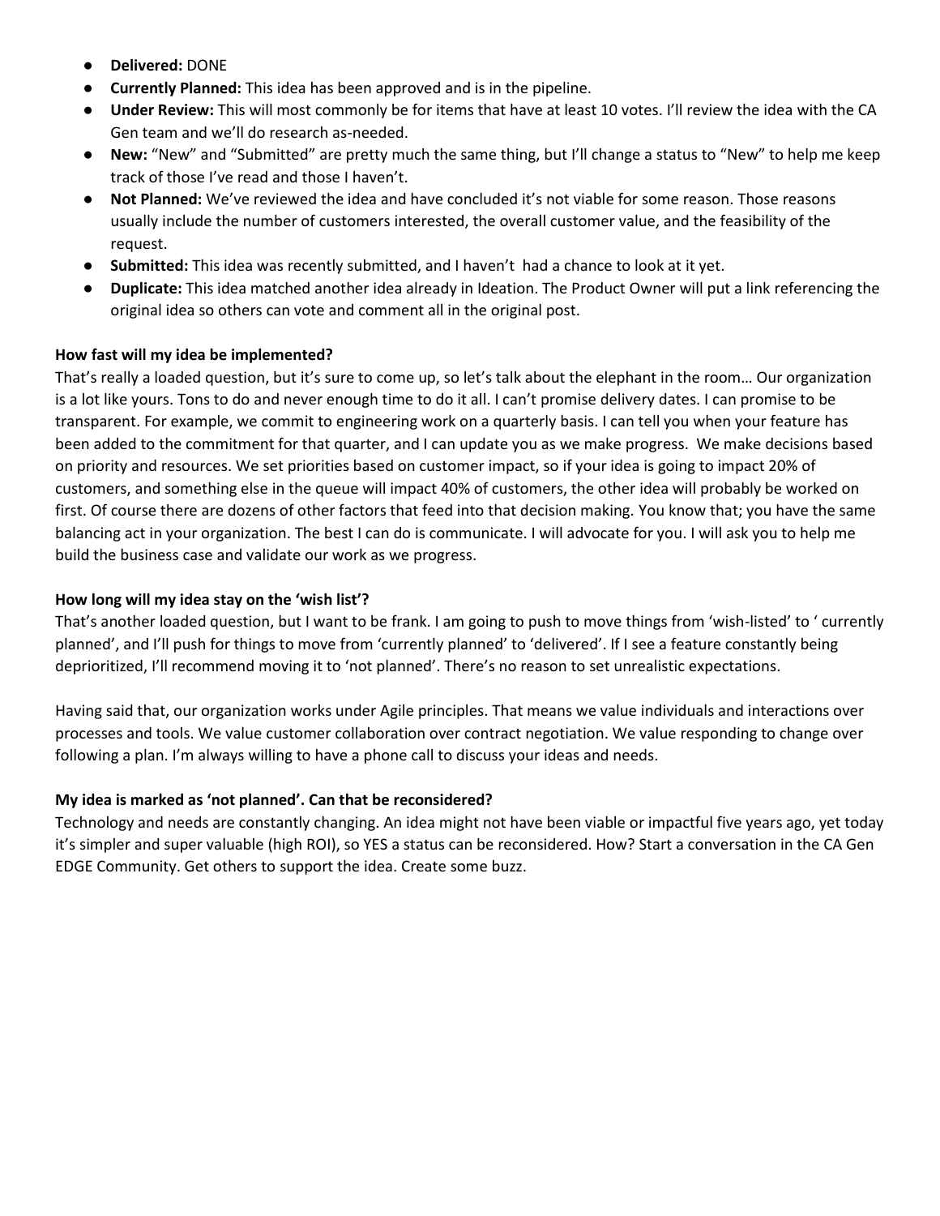- **Delivered:** DONE
- **Currently Planned:** This idea has been approved and is in the pipeline.
- **Under Review:** This will most commonly be for items that have at least 10 votes. I'll review the idea with the CA Gen team and we'll do research as-needed.
- **New:** "New" and "Submitted" are pretty much the same thing, but I'll change a status to "New" to help me keep track of those I've read and those I haven't.
- **Not Planned:** We've reviewed the idea and have concluded it's not viable for some reason. Those reasons usually include the number of customers interested, the overall customer value, and the feasibility of the request.
- **Submitted:** This idea was recently submitted, and I haven't had a chance to look at it yet.
- **Duplicate:** This idea matched another idea already in Ideation. The Product Owner will put a link referencing the original idea so others can vote and comment all in the original post.

**How fast will my idea be implemented?**

That's really a loaded question, but it's sure to come up, so let's talk about the elephant in the room… Our organization is a lot like yours. Tons to do and never enough time to do it all. I can't promise delivery dates. I can promise to be transparent. For example, we commit to engineering work on a quarterly basis. I can tell you when your feature has been added to the commitment for that quarter, and I can update you as we make progress. We make decisions based on priority and resources. We set priorities based on customer impact, so if your idea is going to impact 20% of customers, and something else in the queue will impact 40% of customers, the other idea will probably be worked on first. Of course there are dozens of other factors that feed into that decision making. You know that; you have the same balancing act in your organization. The best I can do is communicate. I will advocate for you. I will ask you to help me build the business case and validate our work as we progress.

**How long will my idea stay on the 'wish list'?**

That's another loaded question, but I want to be frank. I am going to push to move things from 'wish-listed' to ' currently planned', and I'll push for things to move from 'currently planned' to 'delivered'. If I see a feature constantly being deprioritized, I'll recommend moving it to 'not planned'. There's no reason to set unrealistic expectations.

Having said that, our organization works under Agile principles. That means we value individuals and interactions over processes and tools. We value customer collaboration over contract negotiation. We value responding to change over following a plan. I'm always willing to have a phone call to discuss your ideas and needs.

**My idea is marked as 'not planned'. Can that be reconsidered?**

Technology and needs are constantly changing. An idea might not have been viable or impactful five years ago, yet today it's simpler and super valuable (high ROI), so YES a status can be reconsidered. How? Start a conversation in the CA Gen EDGE Community. Get others to support the idea. Create some buzz.